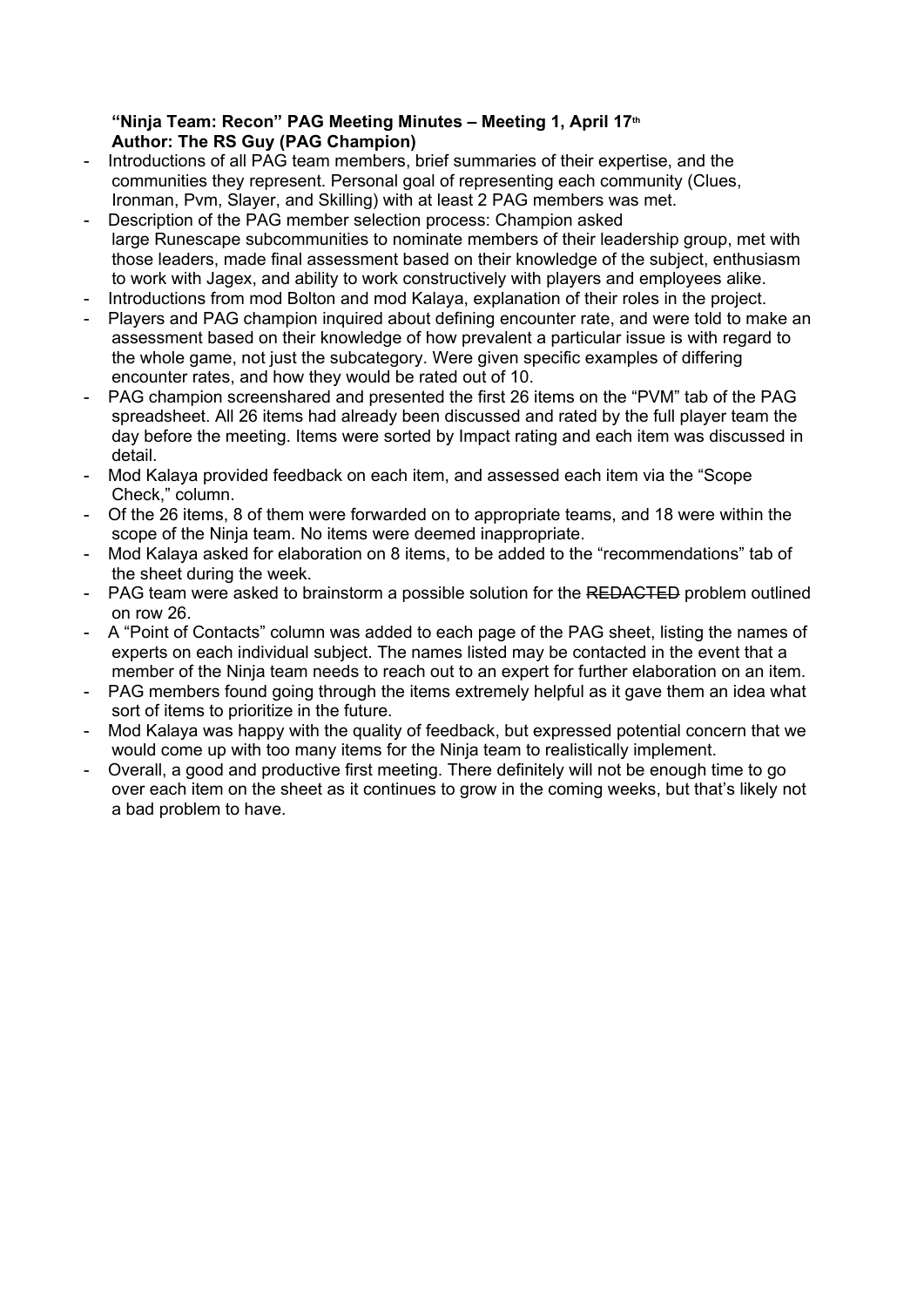**"Ninja Team: Recon" PAG Meeting Minutes – Meeting 1, April 17th**
**Author: The RS Guy (PAG Champion)**

- Introductions of all PAG team members, brief summaries of their expertise, and the communities they represent. Personal goal of representing each community (Clues, Ironman, Pvm, Slayer, and Skilling) with at least 2 PAG members was met.
- Description of the PAG member selection process: Champion asked large Runescape subcommunities to nominate members of their leadership group, met with those leaders, made final assessment based on their knowledge of the subject, enthusiasm to work with Jagex, and ability to work constructively with players and employees alike.
- Introductions from mod Bolton and mod Kalaya, explanation of their roles in the project.
- Players and PAG champion inquired about defining encounter rate, and were told to make an assessment based on their knowledge of how prevalent a particular issue is with regard to the whole game, not just the subcategory. Were given specific examples of differing encounter rates, and how they would be rated out of 10.
- PAG champion screenshared and presented the first 26 items on the "PVM" tab of the PAG spreadsheet. All 26 items had already been discussed and rated by the full player team the day before the meeting. Items were sorted by Impact rating and each item was discussed in detail.
- Mod Kalaya provided feedback on each item, and assessed each item via the "Scope Check," column.
- Of the 26 items, 8 of them were forwarded on to appropriate teams, and 18 were within the scope of the Ninja team. No items were deemed inappropriate.
- Mod Kalaya asked for elaboration on 8 items, to be added to the "recommendations" tab of the sheet during the week.
- PAG team were asked to brainstorm a possible solution for the ~~REDACTED~~ problem outlined on row 26.
- A "Point of Contacts" column was added to each page of the PAG sheet, listing the names of experts on each individual subject. The names listed may be contacted in the event that a member of the Ninja team needs to reach out to an expert for further elaboration on an item.
- PAG members found going through the items extremely helpful as it gave them an idea what sort of items to prioritize in the future.
- Mod Kalaya was happy with the quality of feedback, but expressed potential concern that we would come up with too many items for the Ninja team to realistically implement.
- Overall, a good and productive first meeting. There definitely will not be enough time to go over each item on the sheet as it continues to grow in the coming weeks, but that's likely not a bad problem to have.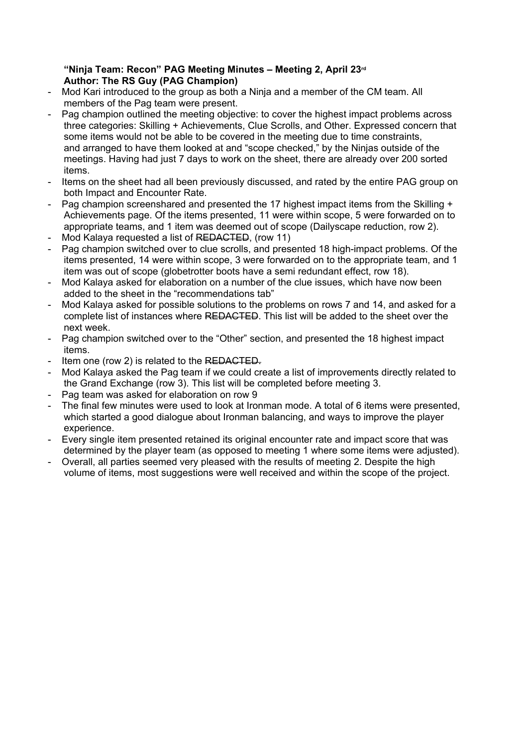**"Ninja Team: Recon" PAG Meeting Minutes – Meeting 2, April 23rd**
**Author: The RS Guy (PAG Champion)**

- Mod Kari introduced to the group as both a Ninja and a member of the CM team. All members of the Pag team were present.
- Pag champion outlined the meeting objective: to cover the highest impact problems across three categories: Skilling + Achievements, Clue Scrolls, and Other. Expressed concern that some items would not be able to be covered in the meeting due to time constraints, and arranged to have them looked at and "scope checked," by the Ninjas outside of the meetings. Having had just 7 days to work on the sheet, there are already over 200 sorted items.
- Items on the sheet had all been previously discussed, and rated by the entire PAG group on both Impact and Encounter Rate.
- Pag champion screenshared and presented the 17 highest impact items from the Skilling + Achievements page. Of the items presented, 11 were within scope, 5 were forwarded on to appropriate teams, and 1 item was deemed out of scope (Dailyscape reduction, row 2).
- Mod Kalaya requested a list of ~~REDACTED~~, (row 11)
- Pag champion switched over to clue scrolls, and presented 18 high-impact problems. Of the items presented, 14 were within scope, 3 were forwarded on to the appropriate team, and 1 item was out of scope (globetrotter boots have a semi redundant effect, row 18).
- Mod Kalaya asked for elaboration on a number of the clue issues, which have now been added to the sheet in the "recommendations tab"
- Mod Kalaya asked for possible solutions to the problems on rows 7 and 14, and asked for a complete list of instances where ~~REDACTED~~. This list will be added to the sheet over the next week.
- Pag champion switched over to the "Other" section, and presented the 18 highest impact items.
- Item one (row 2) is related to the ~~REDACTED.~~
- Mod Kalaya asked the Pag team if we could create a list of improvements directly related to the Grand Exchange (row 3). This list will be completed before meeting 3.
- Pag team was asked for elaboration on row 9
- The final few minutes were used to look at Ironman mode. A total of 6 items were presented, which started a good dialogue about Ironman balancing, and ways to improve the player experience.
- Every single item presented retained its original encounter rate and impact score that was determined by the player team (as opposed to meeting 1 where some items were adjusted).
- Overall, all parties seemed very pleased with the results of meeting 2. Despite the high volume of items, most suggestions were well received and within the scope of the project.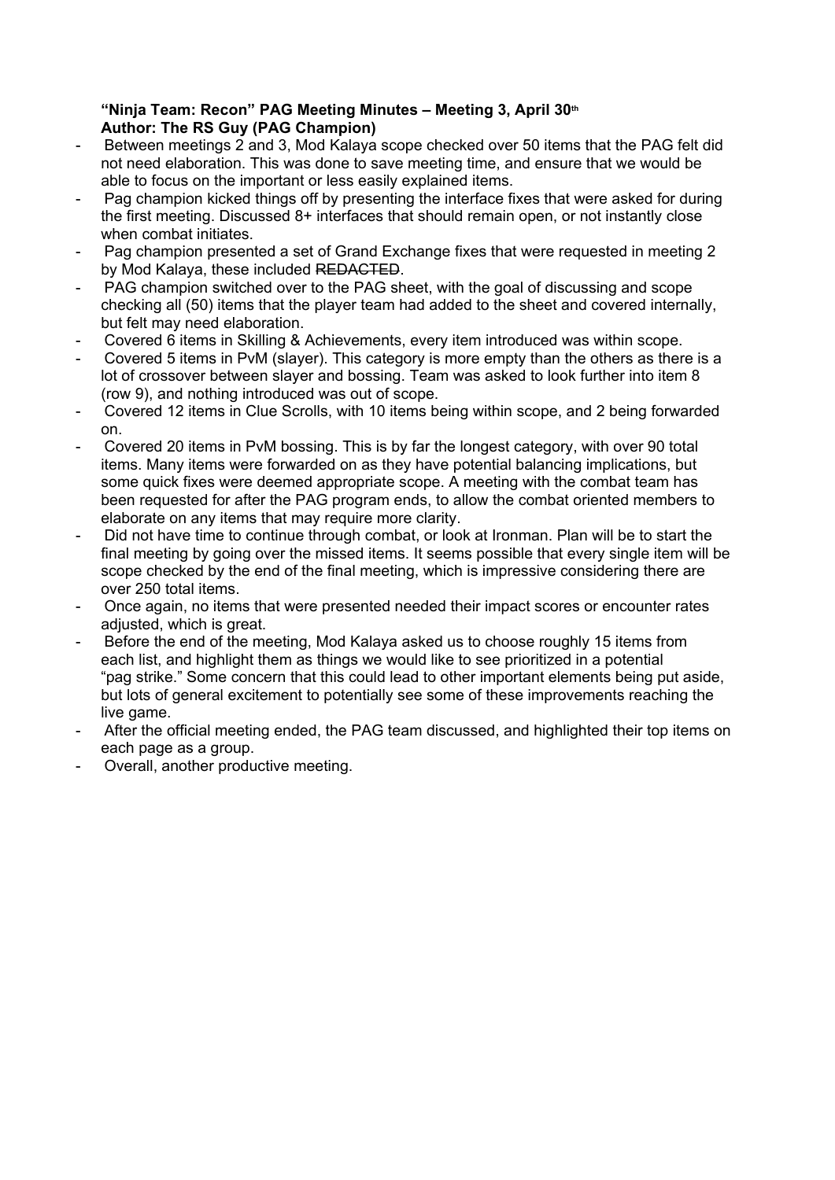**"Ninja Team: Recon" PAG Meeting Minutes – Meeting 3, April 30th**
**Author: The RS Guy (PAG Champion)**

- Between meetings 2 and 3, Mod Kalaya scope checked over 50 items that the PAG felt did not need elaboration. This was done to save meeting time, and ensure that we would be able to focus on the important or less easily explained items.
- Pag champion kicked things off by presenting the interface fixes that were asked for during the first meeting. Discussed 8+ interfaces that should remain open, or not instantly close when combat initiates.
- Pag champion presented a set of Grand Exchange fixes that were requested in meeting 2 by Mod Kalaya, these included ~~REDACTED~~.
- PAG champion switched over to the PAG sheet, with the goal of discussing and scope checking all (50) items that the player team had added to the sheet and covered internally, but felt may need elaboration.
- Covered 6 items in Skilling & Achievements, every item introduced was within scope.
- Covered 5 items in PvM (slayer). This category is more empty than the others as there is a lot of crossover between slayer and bossing. Team was asked to look further into item 8 (row 9), and nothing introduced was out of scope.
- Covered 12 items in Clue Scrolls, with 10 items being within scope, and 2 being forwarded on.
- Covered 20 items in PvM bossing. This is by far the longest category, with over 90 total items. Many items were forwarded on as they have potential balancing implications, but some quick fixes were deemed appropriate scope. A meeting with the combat team has been requested for after the PAG program ends, to allow the combat oriented members to elaborate on any items that may require more clarity.
- Did not have time to continue through combat, or look at Ironman. Plan will be to start the final meeting by going over the missed items. It seems possible that every single item will be scope checked by the end of the final meeting, which is impressive considering there are over 250 total items.
- Once again, no items that were presented needed their impact scores or encounter rates adjusted, which is great.
- Before the end of the meeting, Mod Kalaya asked us to choose roughly 15 items from each list, and highlight them as things we would like to see prioritized in a potential "pag strike." Some concern that this could lead to other important elements being put aside, but lots of general excitement to potentially see some of these improvements reaching the live game.
- After the official meeting ended, the PAG team discussed, and highlighted their top items on each page as a group.
- Overall, another productive meeting.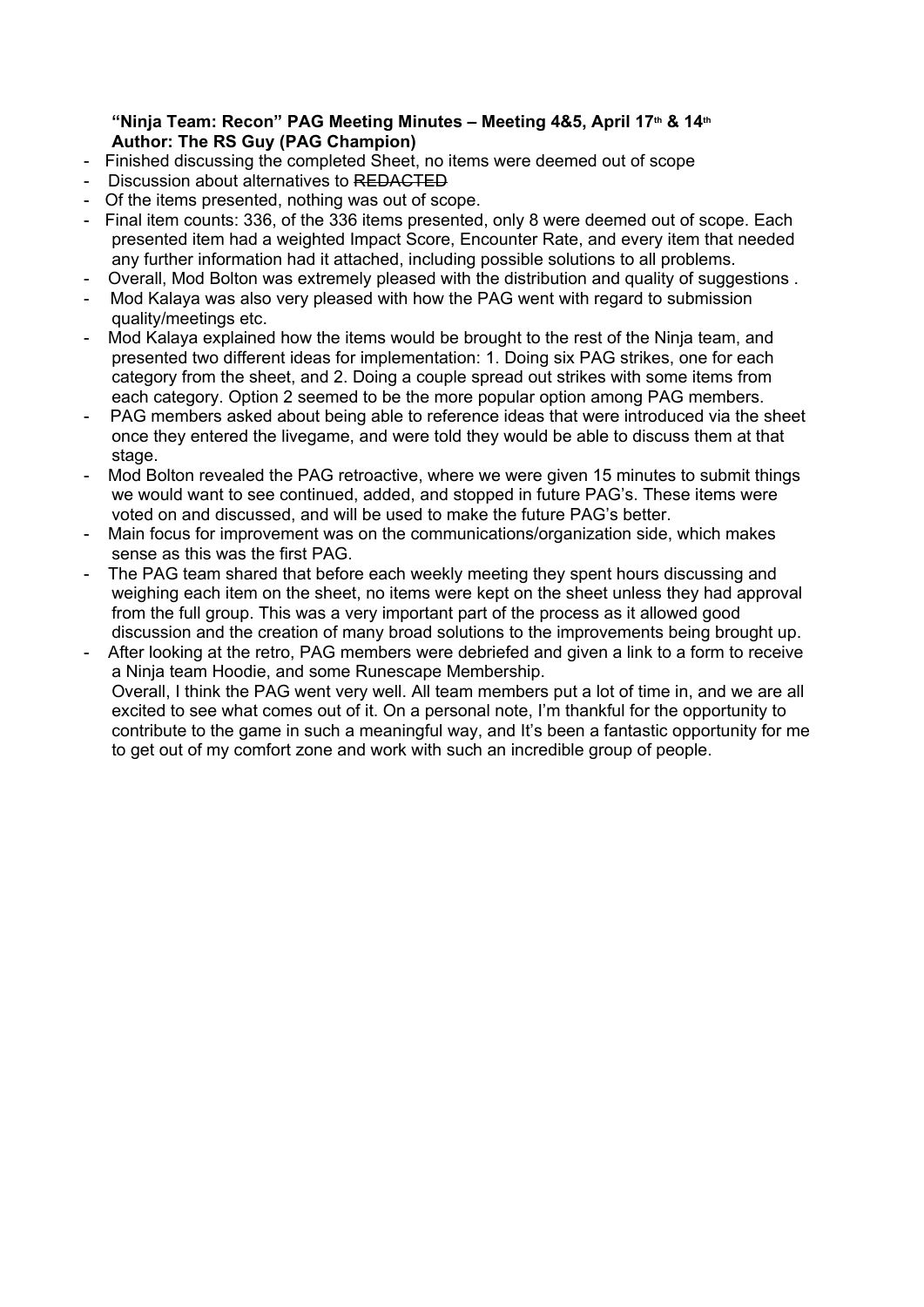**"Ninja Team: Recon" PAG Meeting Minutes – Meeting 4&5, April 17th & 14th**
**Author: The RS Guy (PAG Champion)**

- Finished discussing the completed Sheet, no items were deemed out of scope
- Discussion about alternatives to ~~REDACTED~~
- Of the items presented, nothing was out of scope.
- Final item counts: 336, of the 336 items presented, only 8 were deemed out of scope. Each presented item had a weighted Impact Score, Encounter Rate, and every item that needed any further information had it attached, including possible solutions to all problems.
- Overall, Mod Bolton was extremely pleased with the distribution and quality of suggestions .
- Mod Kalaya was also very pleased with how the PAG went with regard to submission quality/meetings etc.
- Mod Kalaya explained how the items would be brought to the rest of the Ninja team, and presented two different ideas for implementation: 1. Doing six PAG strikes, one for each category from the sheet, and 2. Doing a couple spread out strikes with some items from each category. Option 2 seemed to be the more popular option among PAG members.
- PAG members asked about being able to reference ideas that were introduced via the sheet once they entered the livegame, and were told they would be able to discuss them at that stage.
- Mod Bolton revealed the PAG retroactive, where we were given 15 minutes to submit things we would want to see continued, added, and stopped in future PAG's. These items were voted on and discussed, and will be used to make the future PAG's better.
- Main focus for improvement was on the communications/organization side, which makes sense as this was the first PAG.
- The PAG team shared that before each weekly meeting they spent hours discussing and weighing each item on the sheet, no items were kept on the sheet unless they had approval from the full group. This was a very important part of the process as it allowed good discussion and the creation of many broad solutions to the improvements being brought up.
- After looking at the retro, PAG members were debriefed and given a link to a form to receive a Ninja team Hoodie, and some Runescape Membership.

Overall, I think the PAG went very well. All team members put a lot of time in, and we are all excited to see what comes out of it. On a personal note, I'm thankful for the opportunity to contribute to the game in such a meaningful way, and It's been a fantastic opportunity for me to get out of my comfort zone and work with such an incredible group of people.